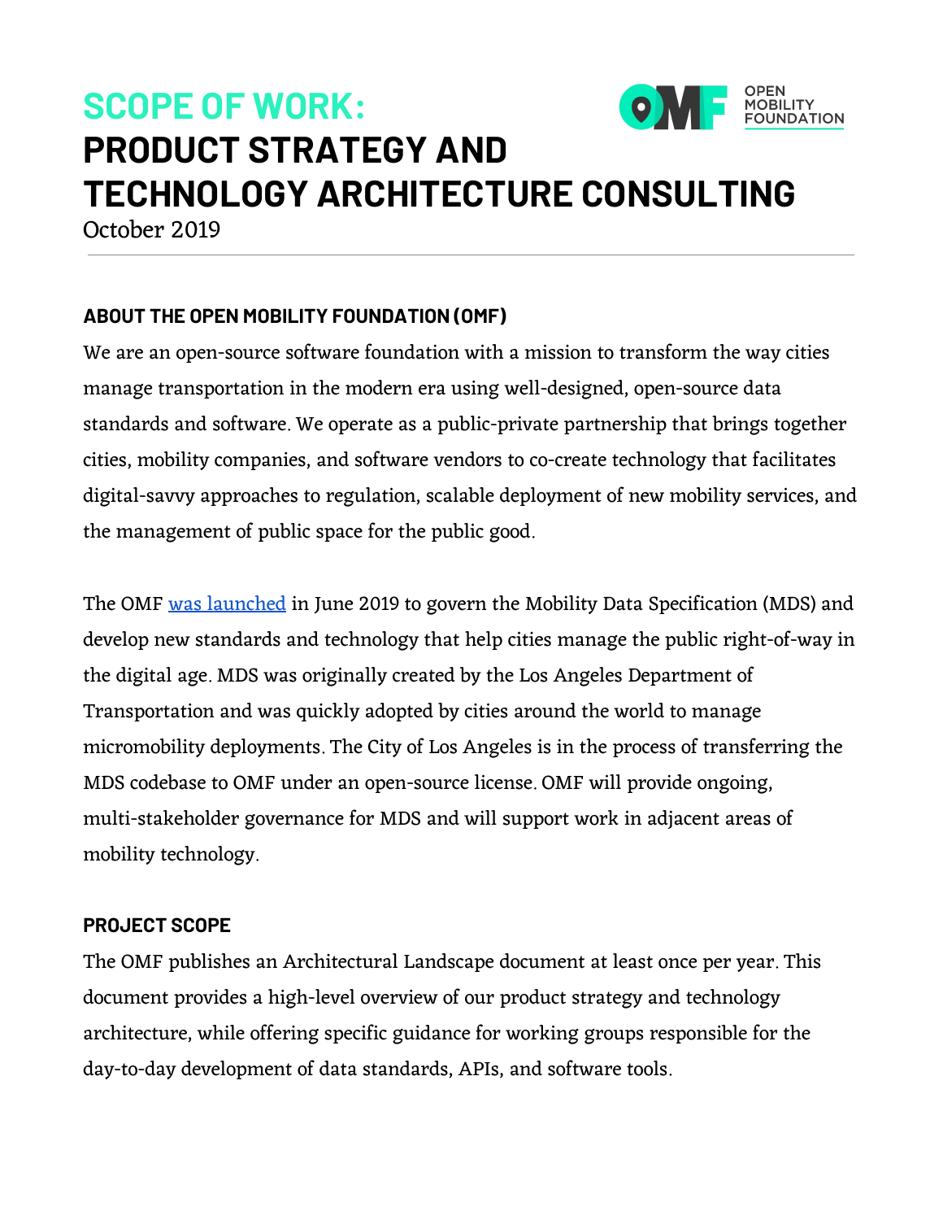# SCOPE OF WORK: PRODUCT STRATEGY AND TECHNOLOGY ARCHITECTURE CONSULTING

October 2019

---

## ABOUT THE OPEN MOBILITY FOUNDATION (OMF)

We are an open-source software foundation with a mission to transform the way cities manage transportation in the modern era using well-designed, open-source data standards and software. We operate as a public-private partnership that brings together cities, mobility companies, and software vendors to co-create technology that facilitates digital-savvy approaches to regulation, scalable deployment of new mobility services, and the management of public space for the public good.

The OMF was launched in June 2019 to govern the Mobility Data Specification (MDS) and develop new standards and technology that help cities manage the public right-of-way in the digital age. MDS was originally created by the Los Angeles Department of Transportation and was quickly adopted by cities around the world to manage micromobility deployments. The City of Los Angeles is in the process of transferring the MDS codebase to OMF under an open-source license. OMF will provide ongoing, multi-stakeholder governance for MDS and will support work in adjacent areas of mobility technology.

## PROJECT SCOPE

The OMF publishes an Architectural Landscape document at least once per year. This document provides a high-level overview of our product strategy and technology architecture, while offering specific guidance for working groups responsible for the day-to-day development of data standards, APIs, and software tools.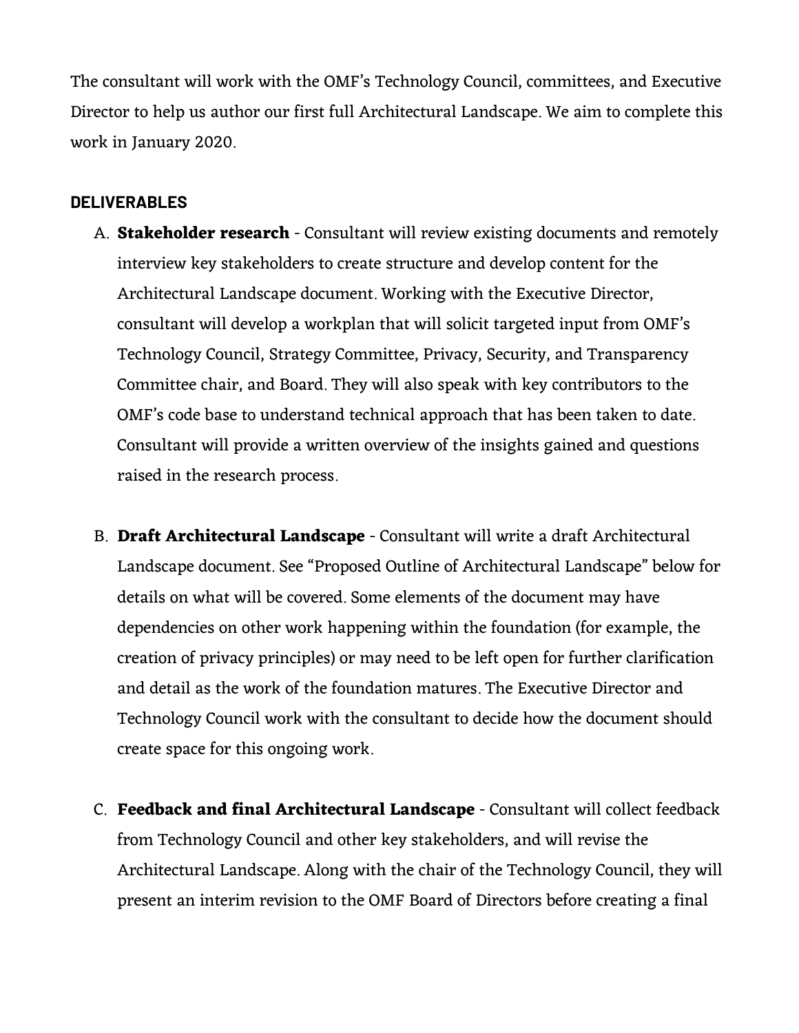The consultant will work with the OMF's Technology Council, committees, and Executive Director to help us author our first full Architectural Landscape. We aim to complete this work in January 2020.

## DELIVERABLES

A. **Stakeholder research** - Consultant will review existing documents and remotely interview key stakeholders to create structure and develop content for the Architectural Landscape document. Working with the Executive Director, consultant will develop a workplan that will solicit targeted input from OMF's Technology Council, Strategy Committee, Privacy, Security, and Transparency Committee chair, and Board. They will also speak with key contributors to the OMF's code base to understand technical approach that has been taken to date. Consultant will provide a written overview of the insights gained and questions raised in the research process.

B. **Draft Architectural Landscape** - Consultant will write a draft Architectural Landscape document. See "Proposed Outline of Architectural Landscape" below for details on what will be covered. Some elements of the document may have dependencies on other work happening within the foundation (for example, the creation of privacy principles) or may need to be left open for further clarification and detail as the work of the foundation matures. The Executive Director and Technology Council work with the consultant to decide how the document should create space for this ongoing work.

C. **Feedback and final Architectural Landscape** - Consultant will collect feedback from Technology Council and other key stakeholders, and will revise the Architectural Landscape. Along with the chair of the Technology Council, they will present an interim revision to the OMF Board of Directors before creating a final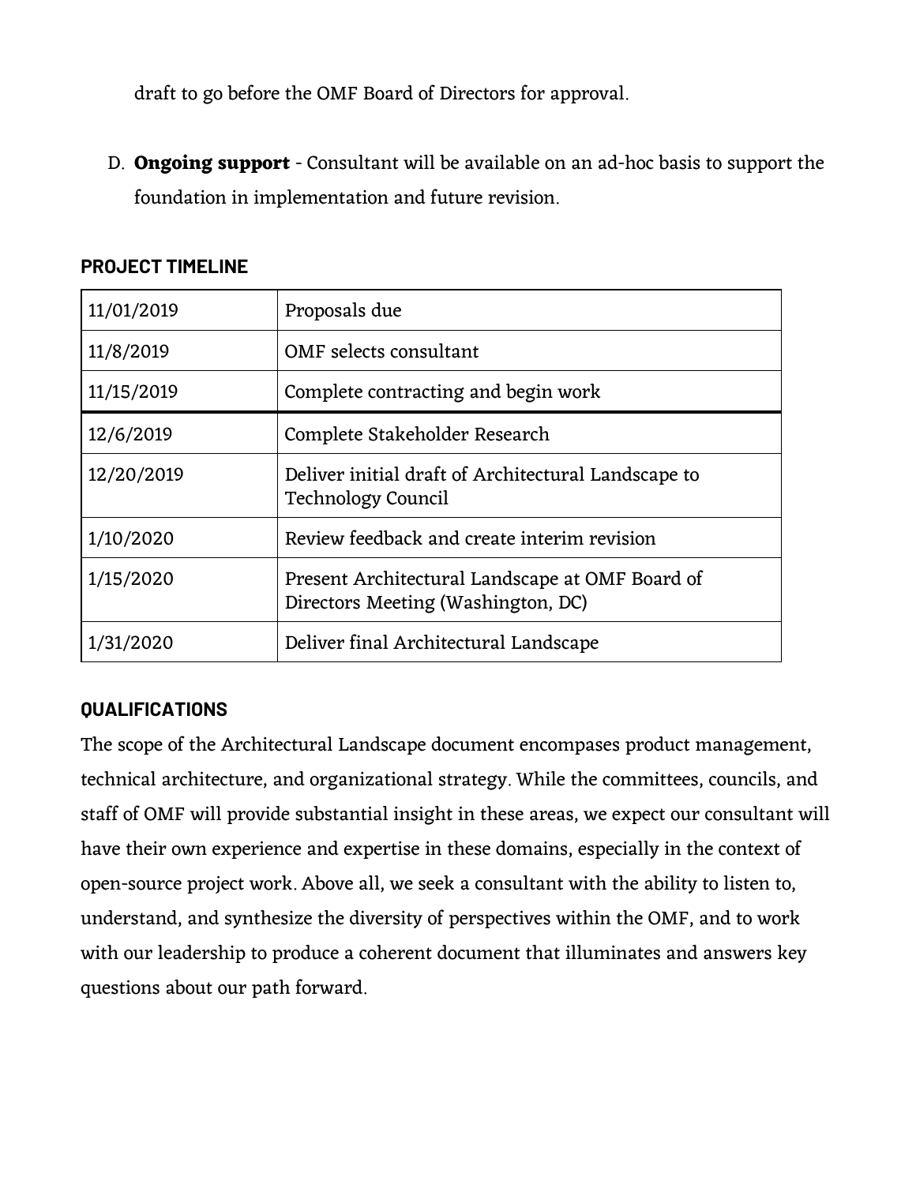draft to go before the OMF Board of Directors for approval.

D. **Ongoing support** - Consultant will be available on an ad-hoc basis to support the foundation in implementation and future revision.

## PROJECT TIMELINE

| Date | Milestone |
|---|---|
| 11/01/2019 | Proposals due |
| 11/8/2019 | OMF selects consultant |
| 11/15/2019 | Complete contracting and begin work |
| 12/6/2019 | Complete Stakeholder Research |
| 12/20/2019 | Deliver initial draft of Architectural Landscape to Technology Council |
| 1/10/2020 | Review feedback and create interim revision |
| 1/15/2020 | Present Architectural Landscape at OMF Board of Directors Meeting (Washington, DC) |
| 1/31/2020 | Deliver final Architectural Landscape |

## QUALIFICATIONS

The scope of the Architectural Landscape document encompases product management, technical architecture, and organizational strategy. While the committees, councils, and staff of OMF will provide substantial insight in these areas, we expect our consultant will have their own experience and expertise in these domains, especially in the context of open-source project work. Above all, we seek a consultant with the ability to listen to, understand, and synthesize the diversity of perspectives within the OMF, and to work with our leadership to produce a coherent document that illuminates and answers key questions about our path forward.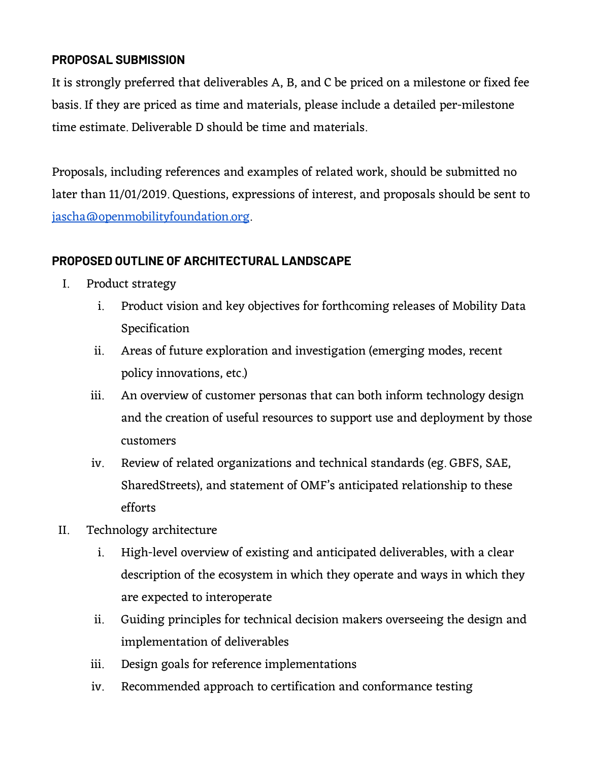## PROPOSAL SUBMISSION

It is strongly preferred that deliverables A, B, and C be priced on a milestone or fixed fee basis. If they are priced as time and materials, please include a detailed per-milestone time estimate. Deliverable D should be time and materials.

Proposals, including references and examples of related work, should be submitted no later than 11/01/2019. Questions, expressions of interest, and proposals should be sent to [jascha@openmobilityfoundation.org](mailto:jascha@openmobilityfoundation.org).

## PROPOSED OUTLINE OF ARCHITECTURAL LANDSCAPE

I. Product strategy
   i. Product vision and key objectives for forthcoming releases of Mobility Data Specification
   ii. Areas of future exploration and investigation (emerging modes, recent policy innovations, etc.)
   iii. An overview of customer personas that can both inform technology design and the creation of useful resources to support use and deployment by those customers
   iv. Review of related organizations and technical standards (eg. GBFS, SAE, SharedStreets), and statement of OMF's anticipated relationship to these efforts

II. Technology architecture
   i. High-level overview of existing and anticipated deliverables, with a clear description of the ecosystem in which they operate and ways in which they are expected to interoperate
   ii. Guiding principles for technical decision makers overseeing the design and implementation of deliverables
   iii. Design goals for reference implementations
   iv. Recommended approach to certification and conformance testing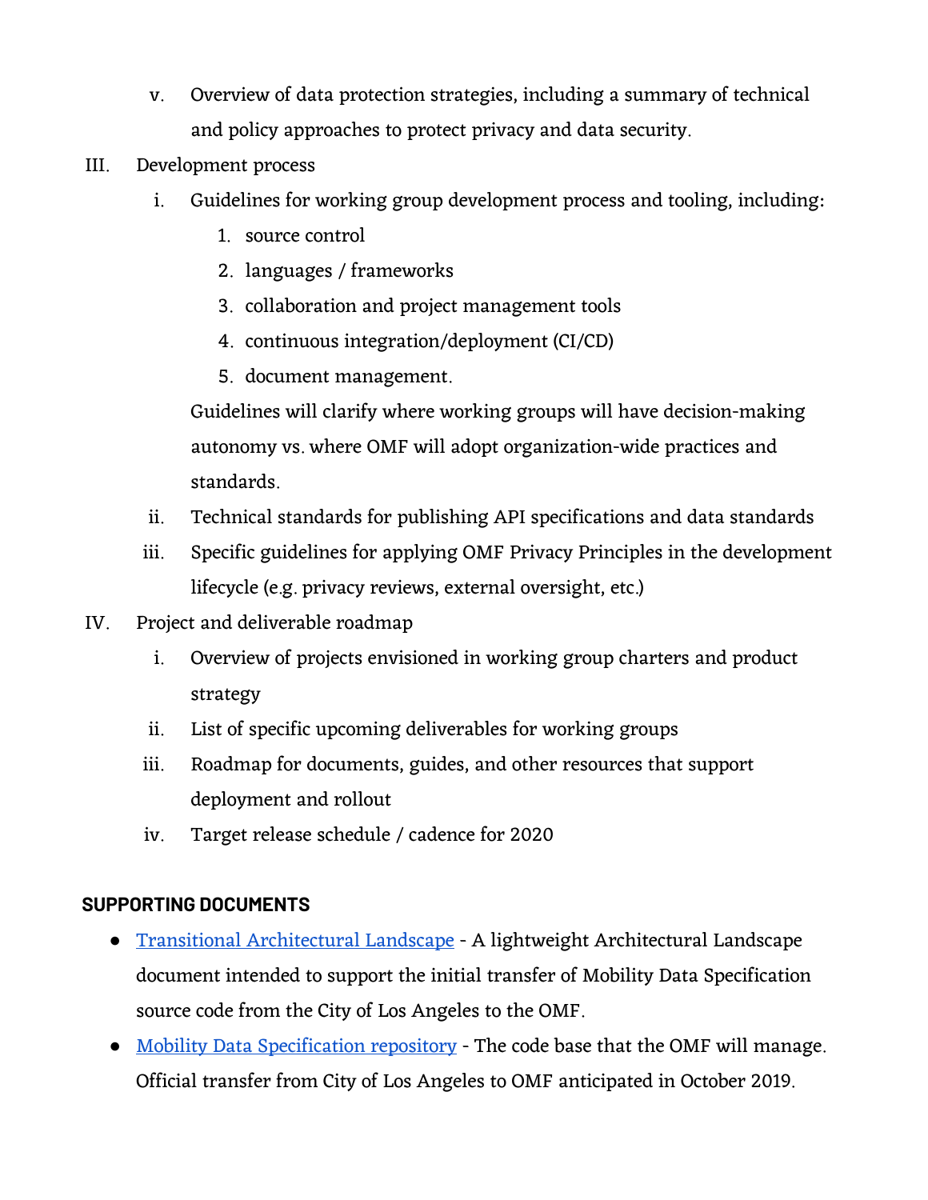v. Overview of data protection strategies, including a summary of technical and policy approaches to protect privacy and data security.

III. Development process

    i. Guidelines for working group development process and tooling, including:

        1. source control
        2. languages / frameworks
        3. collaboration and project management tools
        4. continuous integration/deployment (CI/CD)
        5. document management.

       Guidelines will clarify where working groups will have decision-making autonomy vs. where OMF will adopt organization-wide practices and standards.

    ii. Technical standards for publishing API specifications and data standards

    iii. Specific guidelines for applying OMF Privacy Principles in the development lifecycle (e.g. privacy reviews, external oversight, etc.)

IV. Project and deliverable roadmap

    i. Overview of projects envisioned in working group charters and product strategy

    ii. List of specific upcoming deliverables for working groups

    iii. Roadmap for documents, guides, and other resources that support deployment and rollout

    iv. Target release schedule / cadence for 2020

**SUPPORTING DOCUMENTS**

- Transitional Architectural Landscape - A lightweight Architectural Landscape document intended to support the initial transfer of Mobility Data Specification source code from the City of Los Angeles to the OMF.
- Mobility Data Specification repository - The code base that the OMF will manage. Official transfer from City of Los Angeles to OMF anticipated in October 2019.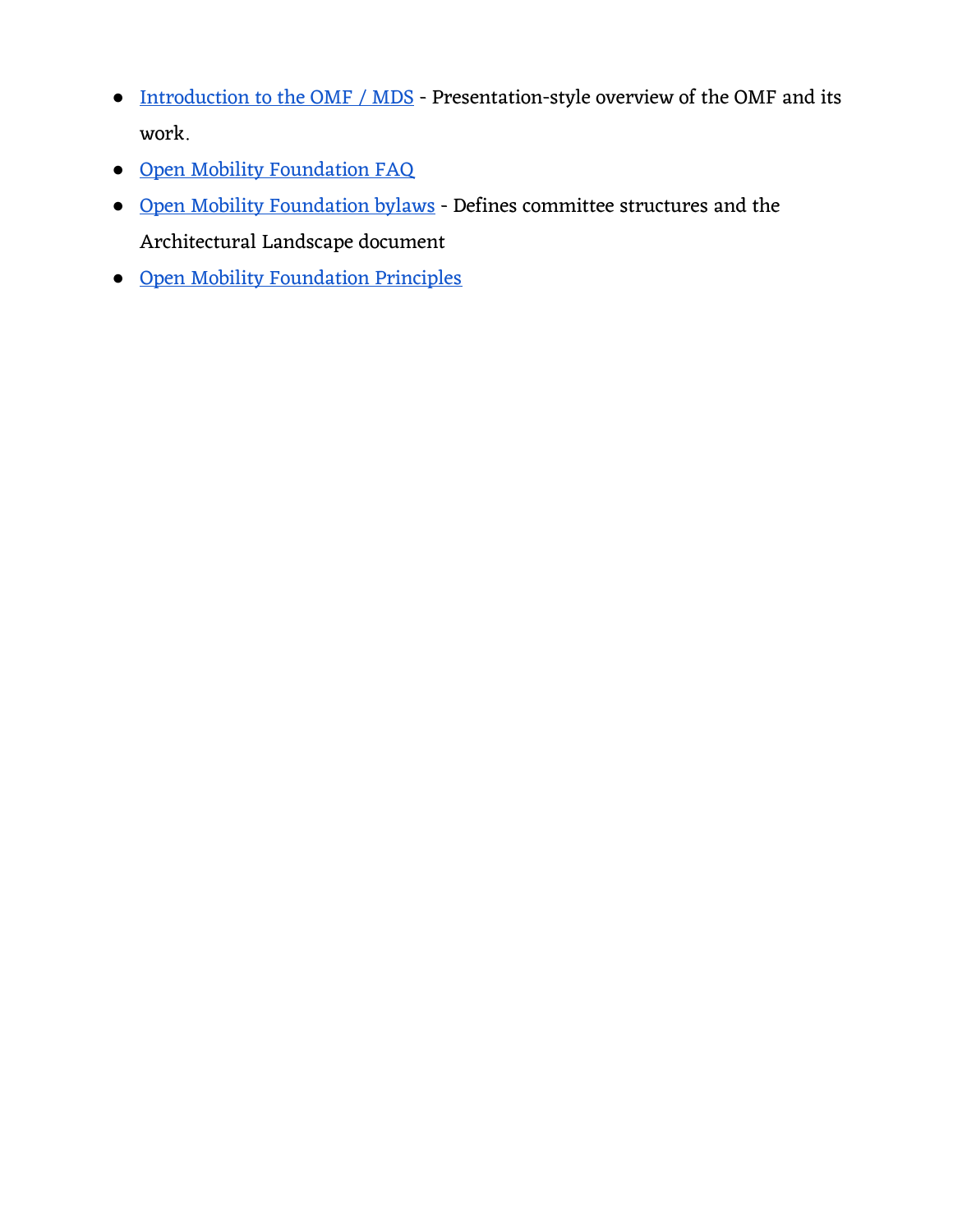- Introduction to the OMF / MDS - Presentation-style overview of the OMF and its work.
- Open Mobility Foundation FAQ
- Open Mobility Foundation bylaws - Defines committee structures and the Architectural Landscape document
- Open Mobility Foundation Principles